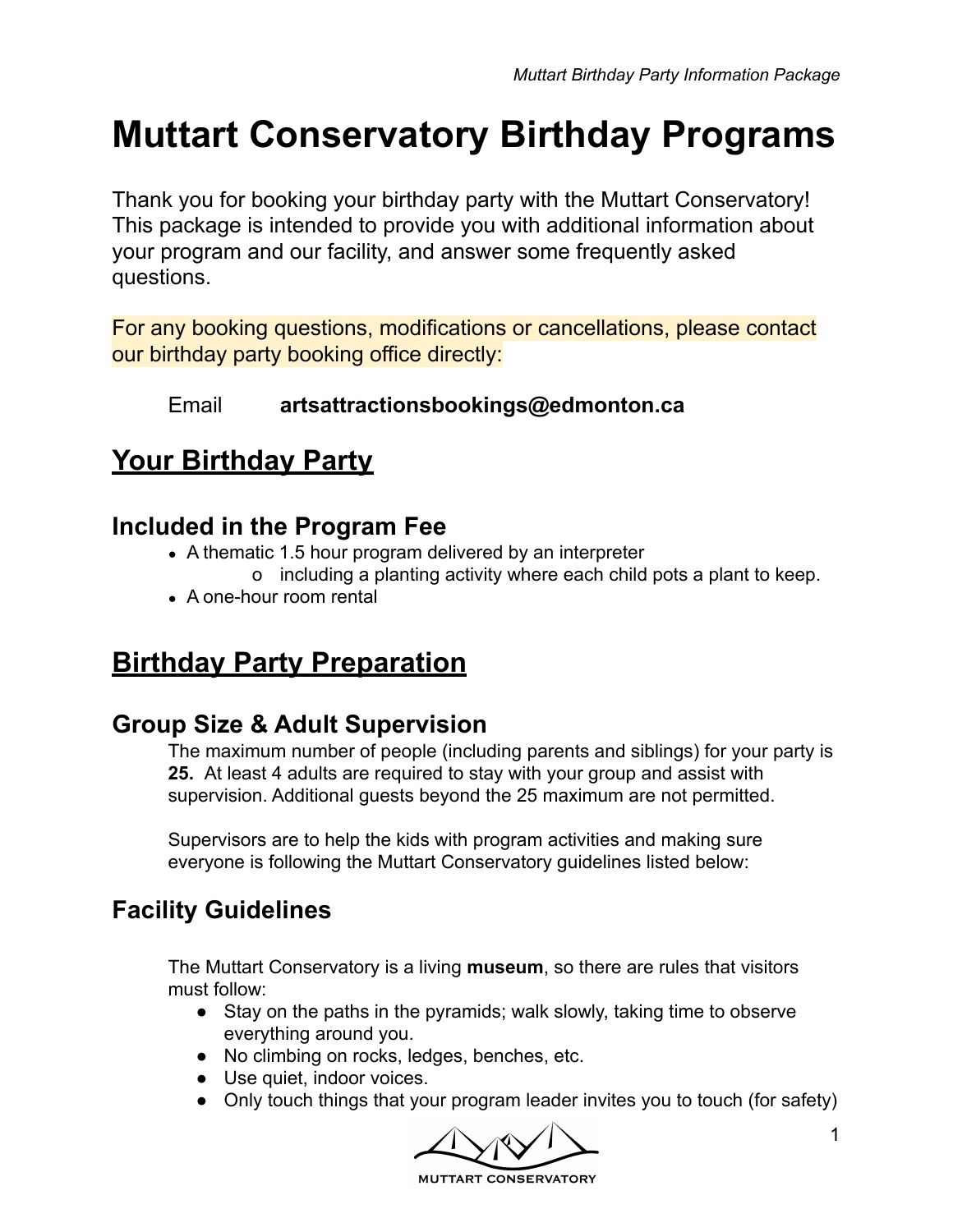# Muttart Conservatory Birthday Programs

Thank you for booking your birthday party with the Muttart Conservatory! This package is intended to provide you with additional information about your program and our facility, and answer some frequently asked questions.

For any booking questions, modifications or cancellations, please contact our birthday party booking office directly:

Email **artsattractionsbookings@edmonton.ca**

## Your Birthday Party

### Included in the Program Fee

- A thematic 1.5 hour program delivered by an interpreter
  - including a planting activity where each child pots a plant to keep.
- A one-hour room rental

## Birthday Party Preparation

### Group Size & Adult Supervision

The maximum number of people (including parents and siblings) for your party is **25.** At least 4 adults are required to stay with your group and assist with supervision. Additional guests beyond the 25 maximum are not permitted.

Supervisors are to help the kids with program activities and making sure everyone is following the Muttart Conservatory guidelines listed below:

### Facility Guidelines

The Muttart Conservatory is a living **museum**, so there are rules that visitors must follow:

- Stay on the paths in the pyramids; walk slowly, taking time to observe everything around you.
- No climbing on rocks, ledges, benches, etc.
- Use quiet, indoor voices.
- Only touch things that your program leader invites you to touch (for safety)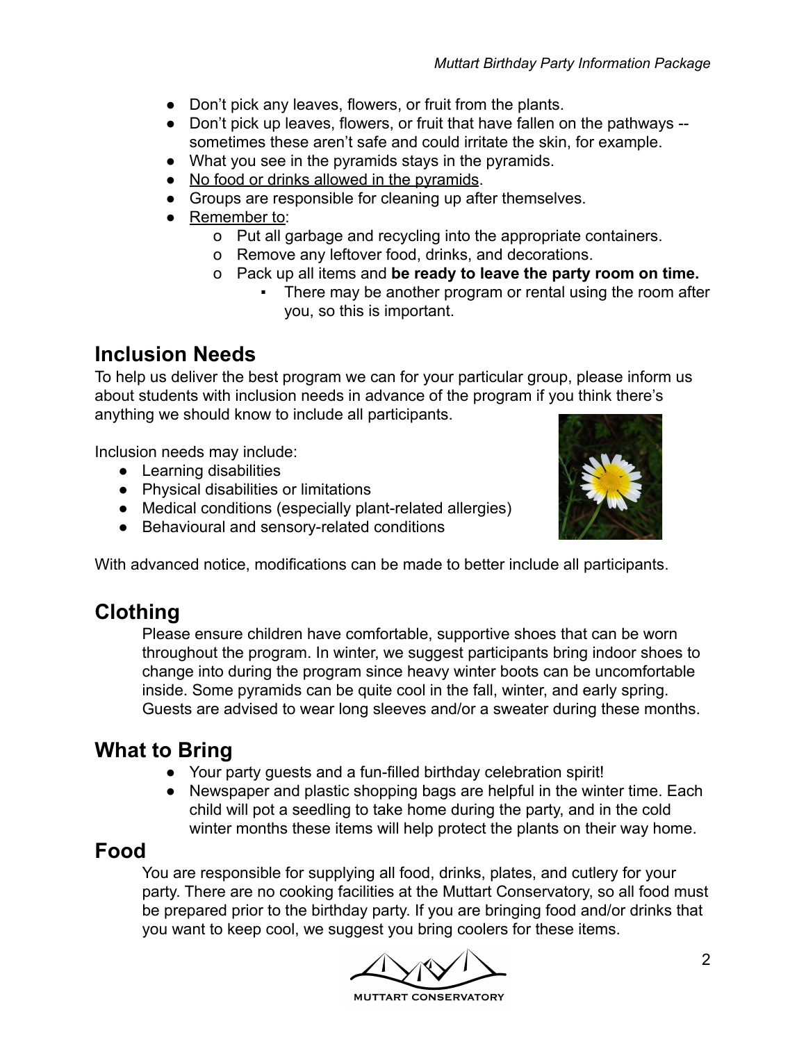- Don't pick any leaves, flowers, or fruit from the plants.
- Don't pick up leaves, flowers, or fruit that have fallen on the pathways -- sometimes these aren't safe and could irritate the skin, for example.
- What you see in the pyramids stays in the pyramids.
- <u>No food or drinks allowed in the pyramids</u>.
- Groups are responsible for cleaning up after themselves.
- <u>Remember to</u>:
    - Put all garbage and recycling into the appropriate containers.
    - Remove any leftover food, drinks, and decorations.
    - Pack up all items and **be ready to leave the party room on time.**
        - There may be another program or rental using the room after you, so this is important.

## Inclusion Needs

To help us deliver the best program we can for your particular group, please inform us about students with inclusion needs in advance of the program if you think there's anything we should know to include all participants.

Inclusion needs may include:

- Learning disabilities
- Physical disabilities or limitations
- Medical conditions (especially plant-related allergies)
- Behavioural and sensory-related conditions

With advanced notice, modifications can be made to better include all participants.

## Clothing

Please ensure children have comfortable, supportive shoes that can be worn throughout the program. In winter, we suggest participants bring indoor shoes to change into during the program since heavy winter boots can be uncomfortable inside. Some pyramids can be quite cool in the fall, winter, and early spring. Guests are advised to wear long sleeves and/or a sweater during these months.

## What to Bring

- Your party guests and a fun-filled birthday celebration spirit!
- Newspaper and plastic shopping bags are helpful in the winter time. Each child will pot a seedling to take home during the party, and in the cold winter months these items will help protect the plants on their way home.

## Food

You are responsible for supplying all food, drinks, plates, and cutlery for your party. There are no cooking facilities at the Muttart Conservatory, so all food must be prepared prior to the birthday party. If you are bringing food and/or drinks that you want to keep cool, we suggest you bring coolers for these items.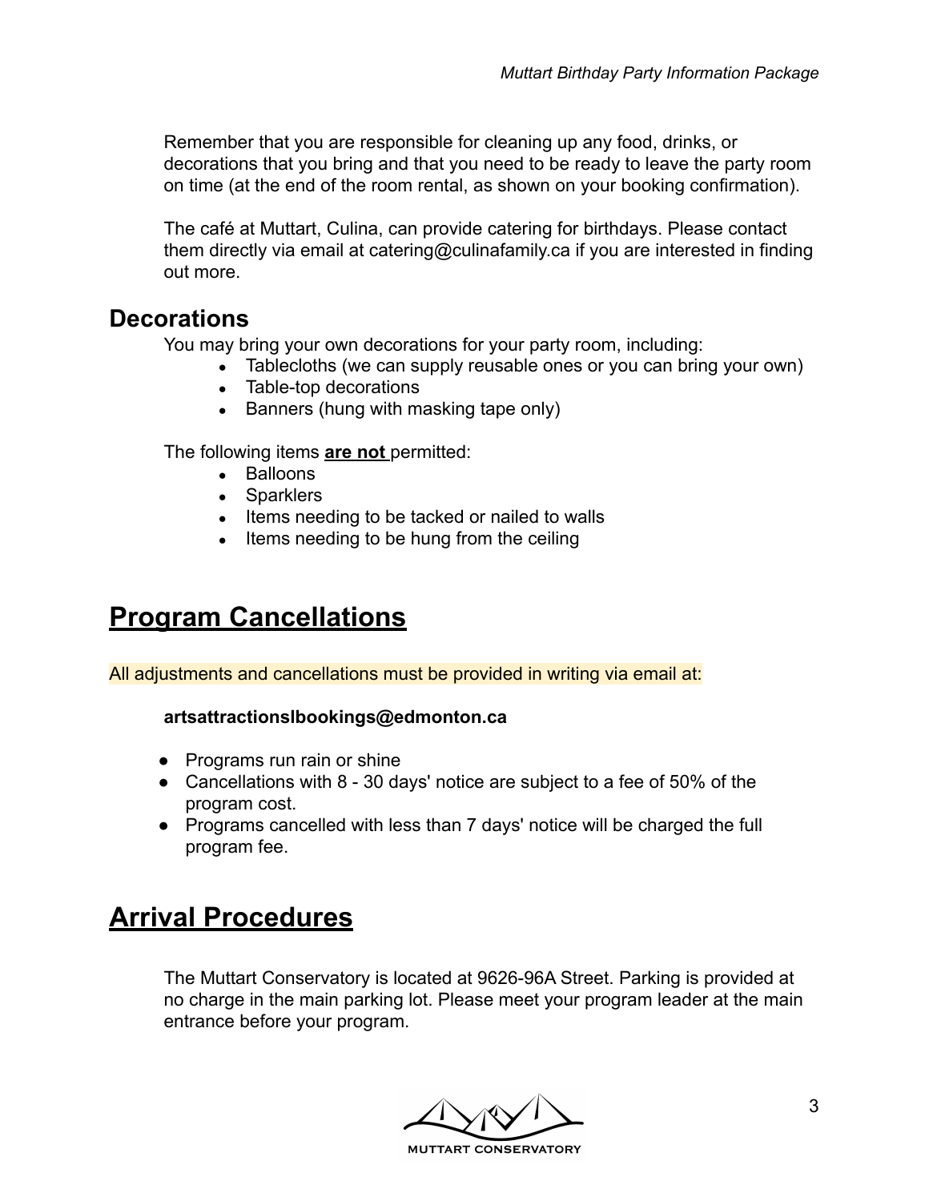Remember that you are responsible for cleaning up any food, drinks, or decorations that you bring and that you need to be ready to leave the party room on time (at the end of the room rental, as shown on your booking confirmation).

The café at Muttart, Culina, can provide catering for birthdays. Please contact them directly via email at catering@culinafamily.ca if you are interested in finding out more.

### Decorations

You may bring your own decorations for your party room, including:

- Tablecloths (we can supply reusable ones or you can bring your own)
- Table-top decorations
- Banners (hung with masking tape only)

The following items **are not** permitted:

- Balloons
- Sparklers
- Items needing to be tacked or nailed to walls
- Items needing to be hung from the ceiling

## Program Cancellations

All adjustments and cancellations must be provided in writing via email at:

**artsattractionslbookings@edmonton.ca**

- Programs run rain or shine
- Cancellations with 8 - 30 days' notice are subject to a fee of 50% of the program cost.
- Programs cancelled with less than 7 days' notice will be charged the full program fee.

## Arrival Procedures

The Muttart Conservatory is located at 9626-96A Street. Parking is provided at no charge in the main parking lot. Please meet your program leader at the main entrance before your program.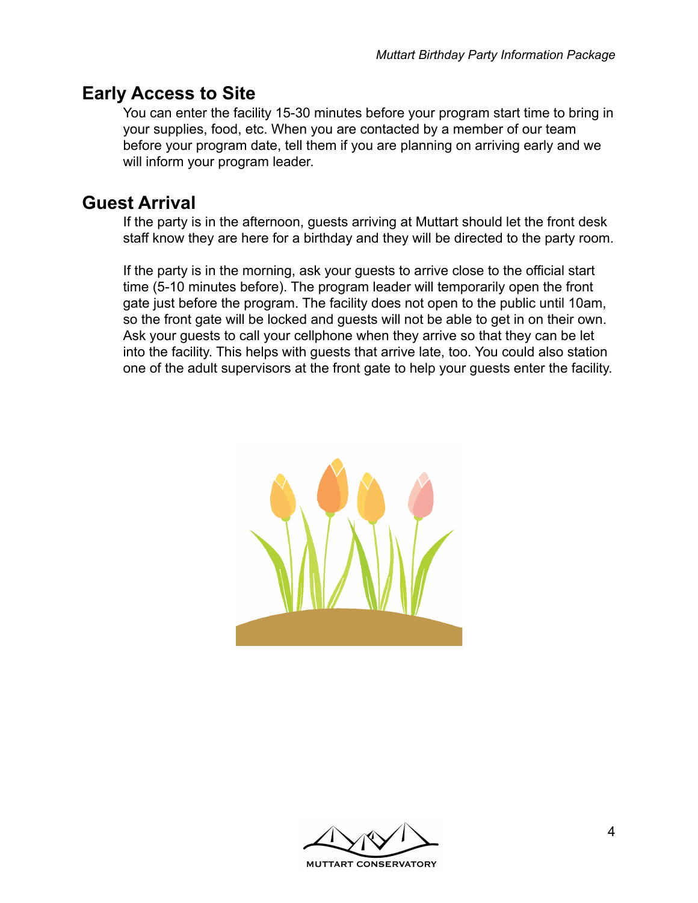## Early Access to Site

You can enter the facility 15-30 minutes before your program start time to bring in your supplies, food, etc. When you are contacted by a member of our team before your program date, tell them if you are planning on arriving early and we will inform your program leader.

## Guest Arrival

If the party is in the afternoon, guests arriving at Muttart should let the front desk staff know they are here for a birthday and they will be directed to the party room.

If the party is in the morning, ask your guests to arrive close to the official start time (5-10 minutes before). The program leader will temporarily open the front gate just before the program. The facility does not open to the public until 10am, so the front gate will be locked and guests will not be able to get in on their own. Ask your guests to call your cellphone when they arrive so that they can be let into the facility. This helps with guests that arrive late, too. You could also station one of the adult supervisors at the front gate to help your guests enter the facility.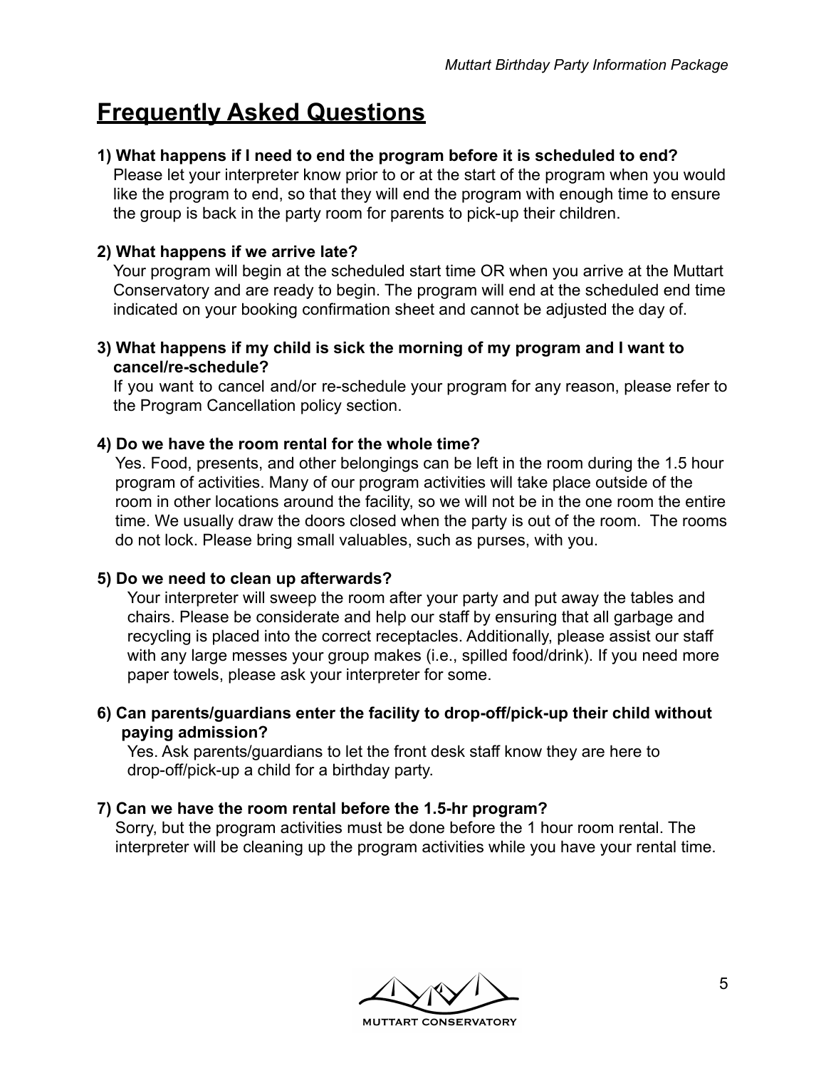# Frequently Asked Questions

**1) What happens if I need to end the program before it is scheduled to end?**

Please let your interpreter know prior to or at the start of the program when you would like the program to end, so that they will end the program with enough time to ensure the group is back in the party room for parents to pick-up their children.

**2) What happens if we arrive late?**

Your program will begin at the scheduled start time OR when you arrive at the Muttart Conservatory and are ready to begin. The program will end at the scheduled end time indicated on your booking confirmation sheet and cannot be adjusted the day of.

**3) What happens if my child is sick the morning of my program and I want to cancel/re-schedule?**

If you want to cancel and/or re-schedule your program for any reason, please refer to the Program Cancellation policy section.

**4) Do we have the room rental for the whole time?**

Yes. Food, presents, and other belongings can be left in the room during the 1.5 hour program of activities. Many of our program activities will take place outside of the room in other locations around the facility, so we will not be in the one room the entire time. We usually draw the doors closed when the party is out of the room. The rooms do not lock. Please bring small valuables, such as purses, with you.

**5) Do we need to clean up afterwards?**

Your interpreter will sweep the room after your party and put away the tables and chairs. Please be considerate and help our staff by ensuring that all garbage and recycling is placed into the correct receptacles. Additionally, please assist our staff with any large messes your group makes (i.e., spilled food/drink). If you need more paper towels, please ask your interpreter for some.

**6) Can parents/guardians enter the facility to drop-off/pick-up their child without paying admission?**

Yes. Ask parents/guardians to let the front desk staff know they are here to drop-off/pick-up a child for a birthday party.

**7) Can we have the room rental before the 1.5-hr program?**

Sorry, but the program activities must be done before the 1 hour room rental. The interpreter will be cleaning up the program activities while you have your rental time.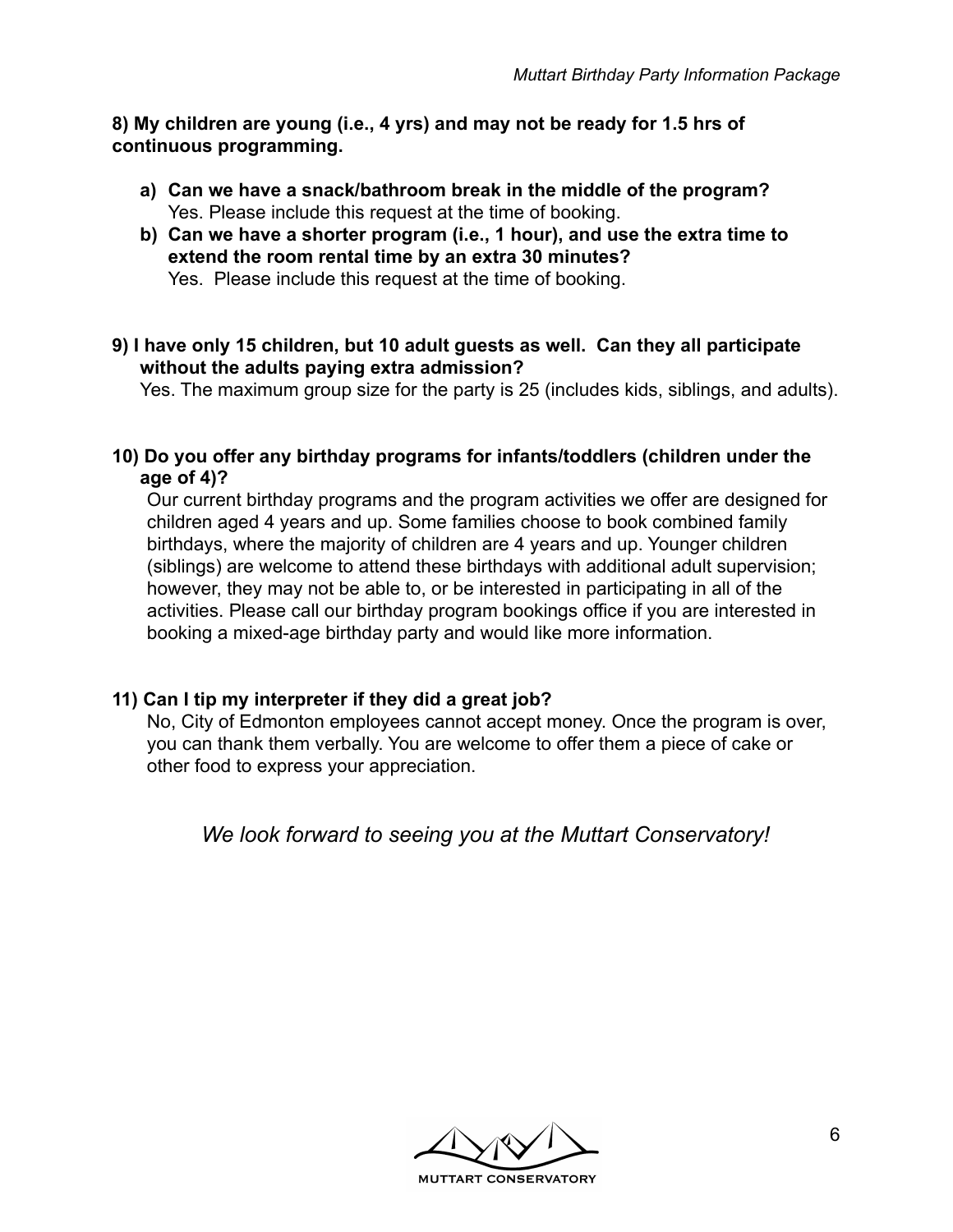**8) My children are young (i.e., 4 yrs) and may not be ready for 1.5 hrs of continuous programming.**

a) **Can we have a snack/bathroom break in the middle of the program?**
   Yes. Please include this request at the time of booking.
b) **Can we have a shorter program (i.e., 1 hour), and use the extra time to extend the room rental time by an extra 30 minutes?**
   Yes. Please include this request at the time of booking.

**9) I have only 15 children, but 10 adult guests as well. Can they all participate without the adults paying extra admission?**

Yes. The maximum group size for the party is 25 (includes kids, siblings, and adults).

**10) Do you offer any birthday programs for infants/toddlers (children under the age of 4)?**

Our current birthday programs and the program activities we offer are designed for children aged 4 years and up. Some families choose to book combined family birthdays, where the majority of children are 4 years and up. Younger children (siblings) are welcome to attend these birthdays with additional adult supervision; however, they may not be able to, or be interested in participating in all of the activities. Please call our birthday program bookings office if you are interested in booking a mixed-age birthday party and would like more information.

**11) Can I tip my interpreter if they did a great job?**

No, City of Edmonton employees cannot accept money. Once the program is over, you can thank them verbally. You are welcome to offer them a piece of cake or other food to express your appreciation.

*We look forward to seeing you at the Muttart Conservatory!*

MUTTART CONSERVATORY